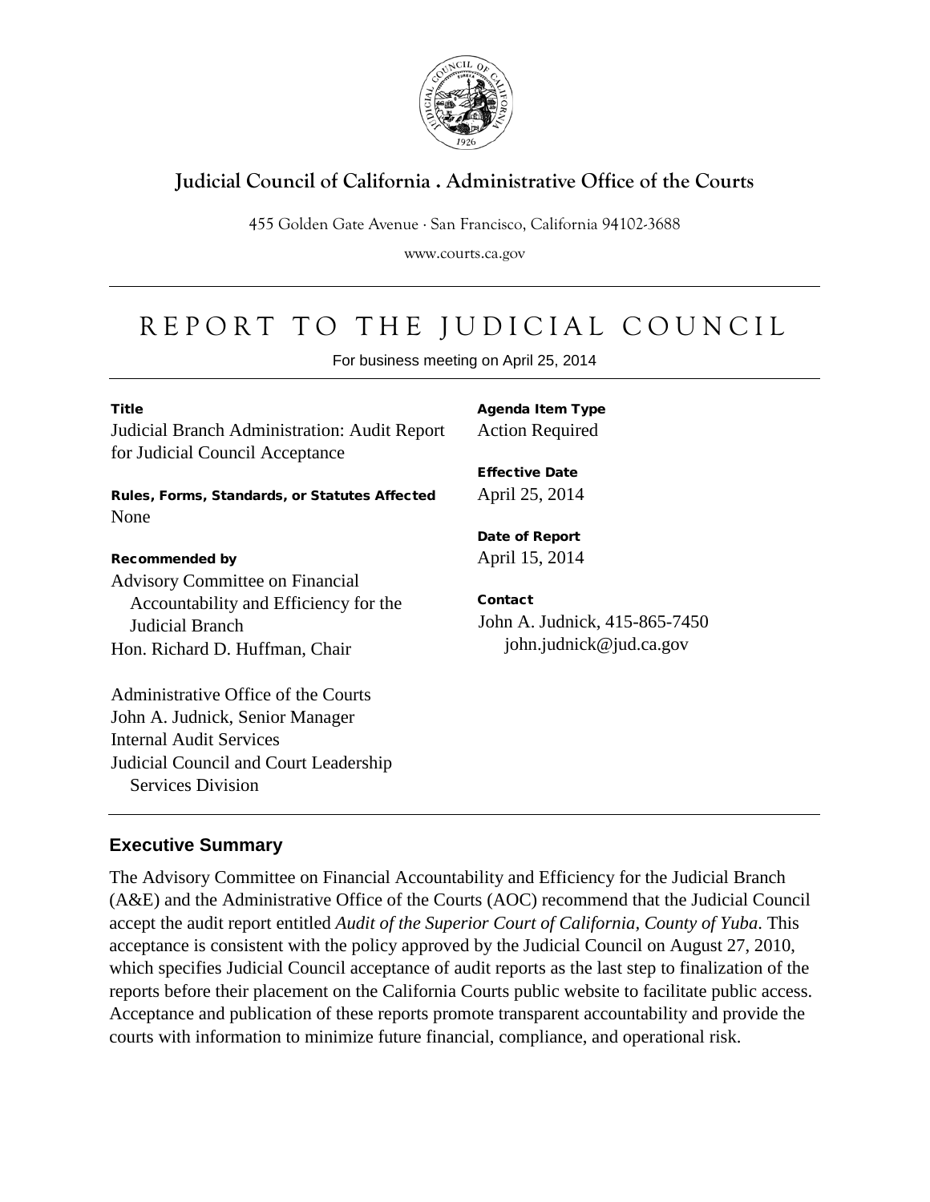**Judicial Council of California . Administrative Office of the Courts**

455 Golden Gate Avenue · San Francisco, California 94102-3688

www.courts.ca.gov

# REPORT TO THE JUDICIAL COUNCIL

For business meeting on April 25, 2014

**Title**
Judicial Branch Administration: Audit Report for Judicial Council Acceptance

**Rules, Forms, Standards, or Statutes Affected**
None

**Recommended by**
Advisory Committee on Financial Accountability and Efficiency for the Judicial Branch
Hon. Richard D. Huffman, Chair

Administrative Office of the Courts
John A. Judnick, Senior Manager
Internal Audit Services
Judicial Council and Court Leadership Services Division

**Agenda Item Type**
Action Required

**Effective Date**
April 25, 2014

**Date of Report**
April 15, 2014

**Contact**
John A. Judnick, 415-865-7450
john.judnick@jud.ca.gov

## Executive Summary

The Advisory Committee on Financial Accountability and Efficiency for the Judicial Branch (A&E) and the Administrative Office of the Courts (AOC) recommend that the Judicial Council accept the audit report entitled *Audit of the Superior Court of California, County of Yuba*. This acceptance is consistent with the policy approved by the Judicial Council on August 27, 2010, which specifies Judicial Council acceptance of audit reports as the last step to finalization of the reports before their placement on the California Courts public website to facilitate public access. Acceptance and publication of these reports promote transparent accountability and provide the courts with information to minimize future financial, compliance, and operational risk.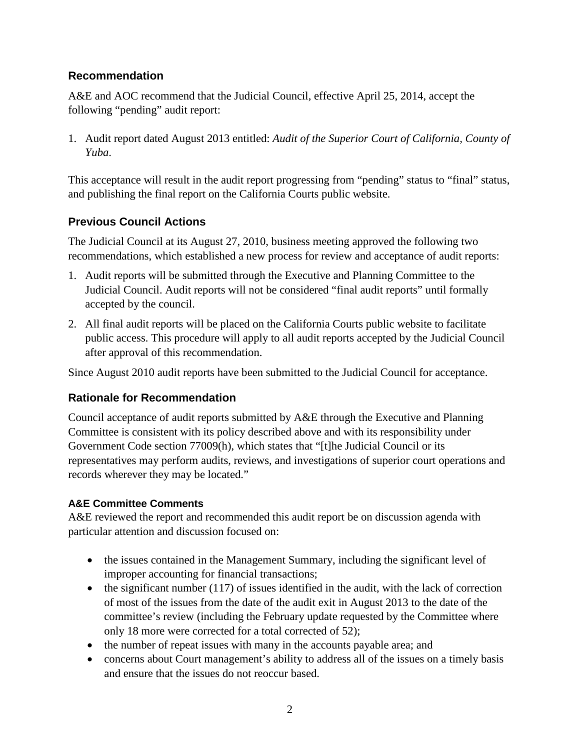## Recommendation

A&E and AOC recommend that the Judicial Council, effective April 25, 2014, accept the following "pending" audit report:

1. Audit report dated August 2013 entitled: *Audit of the Superior Court of California, County of Yuba.*

This acceptance will result in the audit report progressing from "pending" status to "final" status, and publishing the final report on the California Courts public website.

## Previous Council Actions

The Judicial Council at its August 27, 2010, business meeting approved the following two recommendations, which established a new process for review and acceptance of audit reports:

1. Audit reports will be submitted through the Executive and Planning Committee to the Judicial Council. Audit reports will not be considered "final audit reports" until formally accepted by the council.
2. All final audit reports will be placed on the California Courts public website to facilitate public access. This procedure will apply to all audit reports accepted by the Judicial Council after approval of this recommendation.

Since August 2010 audit reports have been submitted to the Judicial Council for acceptance.

## Rationale for Recommendation

Council acceptance of audit reports submitted by A&E through the Executive and Planning Committee is consistent with its policy described above and with its responsibility under Government Code section 77009(h), which states that "[t]he Judicial Council or its representatives may perform audits, reviews, and investigations of superior court operations and records wherever they may be located."

### A&E Committee Comments

A&E reviewed the report and recommended this audit report be on discussion agenda with particular attention and discussion focused on:

- the issues contained in the Management Summary, including the significant level of improper accounting for financial transactions;
- the significant number (117) of issues identified in the audit, with the lack of correction of most of the issues from the date of the audit exit in August 2013 to the date of the committee's review (including the February update requested by the Committee where only 18 more were corrected for a total corrected of 52);
- the number of repeat issues with many in the accounts payable area; and
- concerns about Court management's ability to address all of the issues on a timely basis and ensure that the issues do not reoccur based.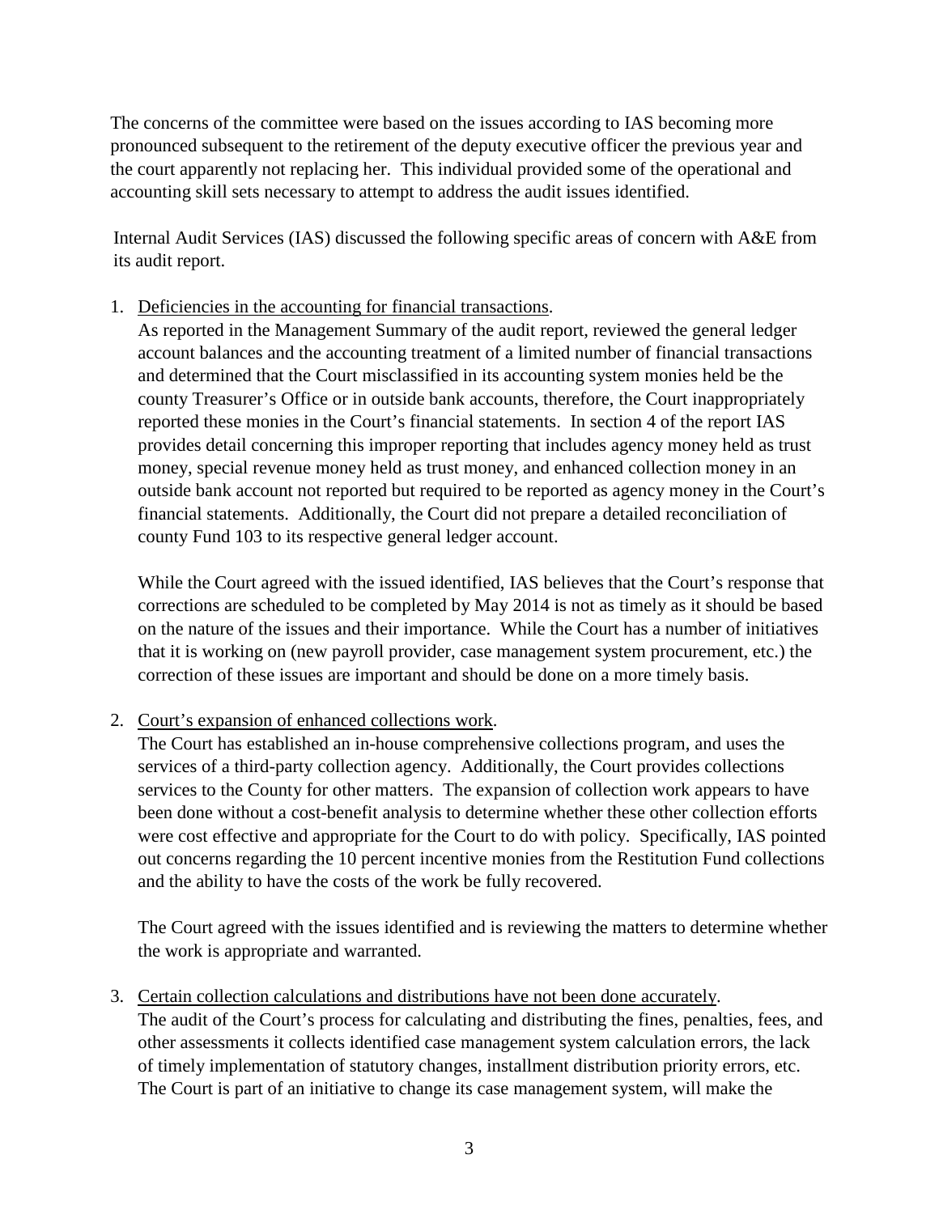The concerns of the committee were based on the issues according to IAS becoming more pronounced subsequent to the retirement of the deputy executive officer the previous year and the court apparently not replacing her. This individual provided some of the operational and accounting skill sets necessary to attempt to address the audit issues identified.

Internal Audit Services (IAS) discussed the following specific areas of concern with A&E from its audit report.

1. Deficiencies in the accounting for financial transactions.
   As reported in the Management Summary of the audit report, reviewed the general ledger account balances and the accounting treatment of a limited number of financial transactions and determined that the Court misclassified in its accounting system monies held be the county Treasurer's Office or in outside bank accounts, therefore, the Court inappropriately reported these monies in the Court's financial statements. In section 4 of the report IAS provides detail concerning this improper reporting that includes agency money held as trust money, special revenue money held as trust money, and enhanced collection money in an outside bank account not reported but required to be reported as agency money in the Court's financial statements. Additionally, the Court did not prepare a detailed reconciliation of county Fund 103 to its respective general ledger account.

   While the Court agreed with the issued identified, IAS believes that the Court's response that corrections are scheduled to be completed by May 2014 is not as timely as it should be based on the nature of the issues and their importance. While the Court has a number of initiatives that it is working on (new payroll provider, case management system procurement, etc.) the correction of these issues are important and should be done on a more timely basis.

2. Court's expansion of enhanced collections work.
   The Court has established an in-house comprehensive collections program, and uses the services of a third-party collection agency. Additionally, the Court provides collections services to the County for other matters. The expansion of collection work appears to have been done without a cost-benefit analysis to determine whether these other collection efforts were cost effective and appropriate for the Court to do with policy. Specifically, IAS pointed out concerns regarding the 10 percent incentive monies from the Restitution Fund collections and the ability to have the costs of the work be fully recovered.

   The Court agreed with the issues identified and is reviewing the matters to determine whether the work is appropriate and warranted.

3. Certain collection calculations and distributions have not been done accurately.
   The audit of the Court's process for calculating and distributing the fines, penalties, fees, and other assessments it collects identified case management system calculation errors, the lack of timely implementation of statutory changes, installment distribution priority errors, etc. The Court is part of an initiative to change its case management system, will make the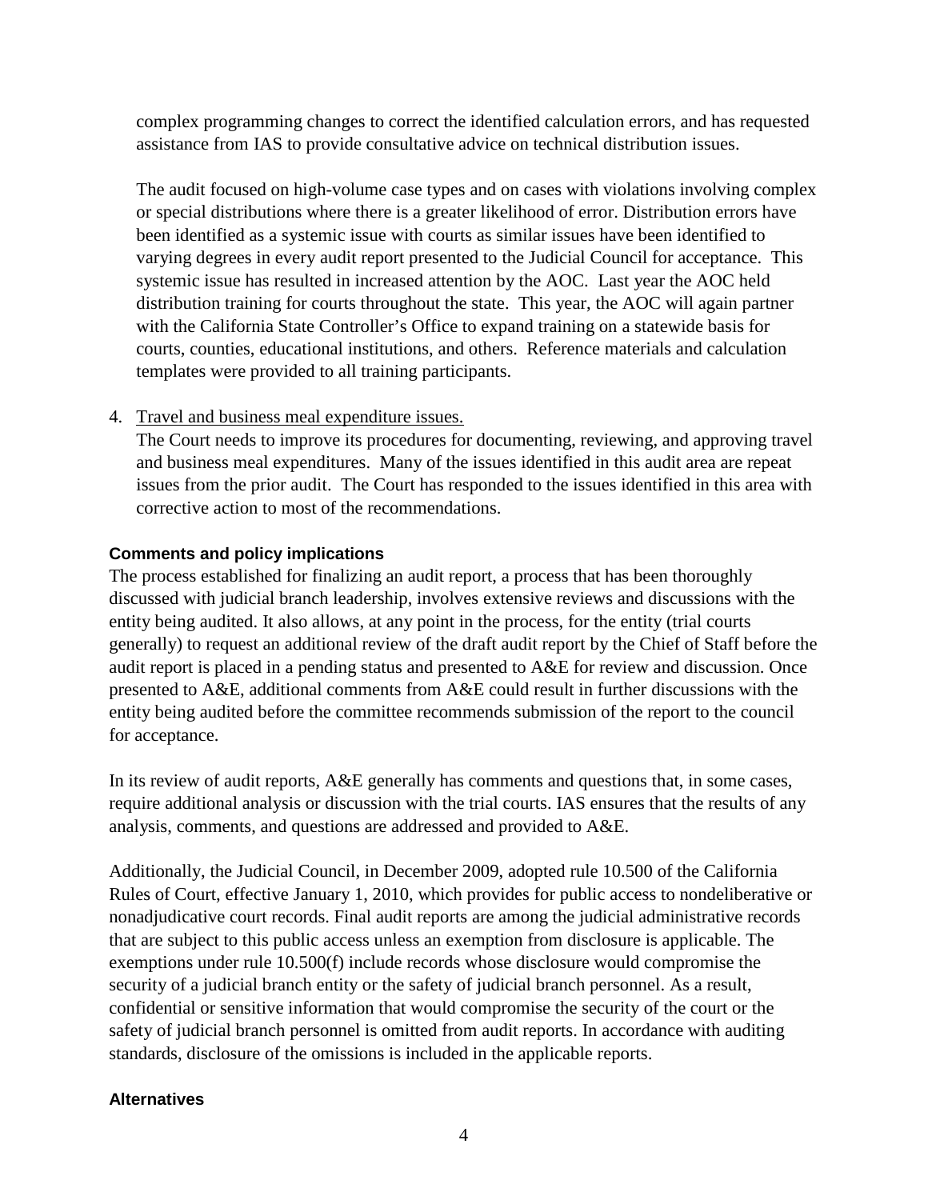complex programming changes to correct the identified calculation errors, and has requested assistance from IAS to provide consultative advice on technical distribution issues.

The audit focused on high-volume case types and on cases with violations involving complex or special distributions where there is a greater likelihood of error. Distribution errors have been identified as a systemic issue with courts as similar issues have been identified to varying degrees in every audit report presented to the Judicial Council for acceptance. This systemic issue has resulted in increased attention by the AOC. Last year the AOC held distribution training for courts throughout the state. This year, the AOC will again partner with the California State Controller's Office to expand training on a statewide basis for courts, counties, educational institutions, and others. Reference materials and calculation templates were provided to all training participants.

4. Travel and business meal expenditure issues.
   The Court needs to improve its procedures for documenting, reviewing, and approving travel and business meal expenditures. Many of the issues identified in this audit area are repeat issues from the prior audit. The Court has responded to the issues identified in this area with corrective action to most of the recommendations.

**Comments and policy implications**

The process established for finalizing an audit report, a process that has been thoroughly discussed with judicial branch leadership, involves extensive reviews and discussions with the entity being audited. It also allows, at any point in the process, for the entity (trial courts generally) to request an additional review of the draft audit report by the Chief of Staff before the audit report is placed in a pending status and presented to A&E for review and discussion. Once presented to A&E, additional comments from A&E could result in further discussions with the entity being audited before the committee recommends submission of the report to the council for acceptance.

In its review of audit reports, A&E generally has comments and questions that, in some cases, require additional analysis or discussion with the trial courts. IAS ensures that the results of any analysis, comments, and questions are addressed and provided to A&E.

Additionally, the Judicial Council, in December 2009, adopted rule 10.500 of the California Rules of Court, effective January 1, 2010, which provides for public access to nondeliberative or nonadjudicative court records. Final audit reports are among the judicial administrative records that are subject to this public access unless an exemption from disclosure is applicable. The exemptions under rule 10.500(f) include records whose disclosure would compromise the security of a judicial branch entity or the safety of judicial branch personnel. As a result, confidential or sensitive information that would compromise the security of the court or the safety of judicial branch personnel is omitted from audit reports. In accordance with auditing standards, disclosure of the omissions is included in the applicable reports.

**Alternatives**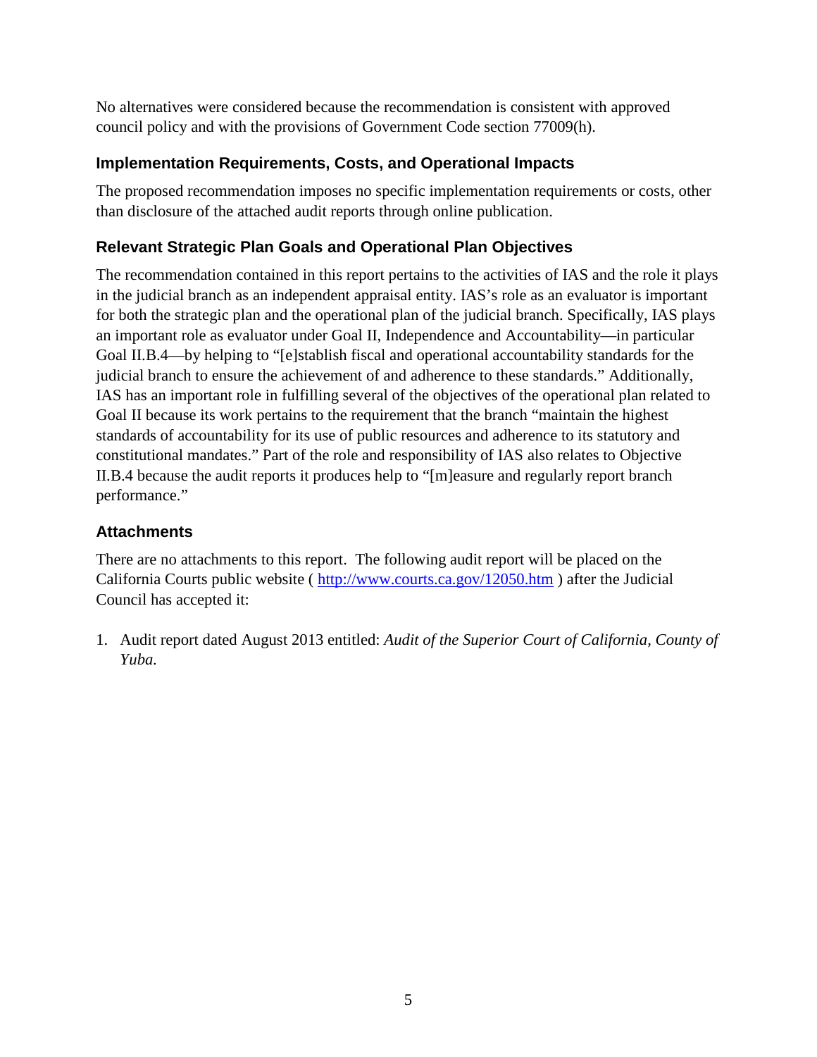No alternatives were considered because the recommendation is consistent with approved council policy and with the provisions of Government Code section 77009(h).

## Implementation Requirements, Costs, and Operational Impacts

The proposed recommendation imposes no specific implementation requirements or costs, other than disclosure of the attached audit reports through online publication.

## Relevant Strategic Plan Goals and Operational Plan Objectives

The recommendation contained in this report pertains to the activities of IAS and the role it plays in the judicial branch as an independent appraisal entity. IAS's role as an evaluator is important for both the strategic plan and the operational plan of the judicial branch. Specifically, IAS plays an important role as evaluator under Goal II, Independence and Accountability—in particular Goal II.B.4—by helping to "[e]stablish fiscal and operational accountability standards for the judicial branch to ensure the achievement of and adherence to these standards." Additionally, IAS has an important role in fulfilling several of the objectives of the operational plan related to Goal II because its work pertains to the requirement that the branch "maintain the highest standards of accountability for its use of public resources and adherence to its statutory and constitutional mandates." Part of the role and responsibility of IAS also relates to Objective II.B.4 because the audit reports it produces help to "[m]easure and regularly report branch performance."

## Attachments

There are no attachments to this report. The following audit report will be placed on the California Courts public website ( http://www.courts.ca.gov/12050.htm ) after the Judicial Council has accepted it:

1. Audit report dated August 2013 entitled: *Audit of the Superior Court of California, County of Yuba.*